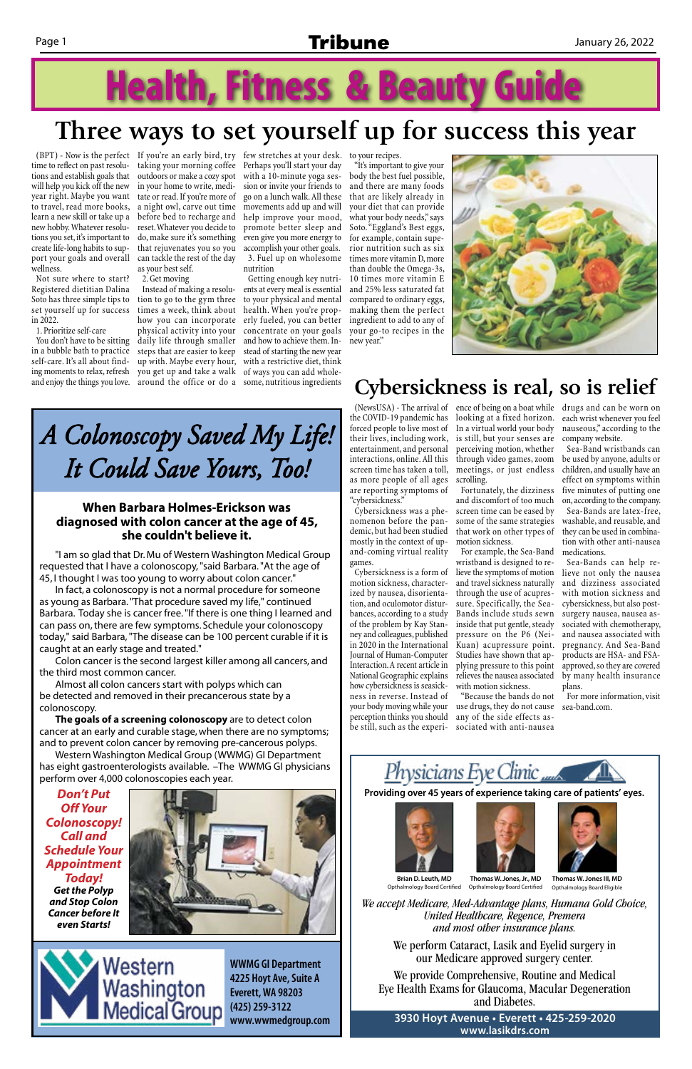# Health, Fitness & Beauty Guide

## Three ways to set yourself up for success this year

(BPT) - Now is the perfect time to reflect on past resolutions and establish goals that will help you kick off the new year right. Maybe you want to travel, read more books, learn a new skill or take up a new hobby. Whatever resolutions you set, it's important to create life-long habits to support your goals and overall wellness.

Not sure where to start? Registered dietitian Dalina Soto has three simple tips to set yourself up for success in 2022.

1. Prioritize self-care

You don't have to be sitting in a bubble bath to practice self-care. It's all about finding moments to relax, refresh and enjoy the things you love. If you're an early bird, try taking your morning coffee outdoors or make a cozy spot in your home to write, meditate or read. If you're more of a night owl, carve out time before bed to recharge and reset. Whatever you decide to do, make sure it's something that rejuvenates you so you can tackle the rest of the day as your best self.

2. Get moving

Instead of making a resolution to go to the gym three times a week, think about how you can incorporate physical activity into your daily life through smaller steps that are easier to keep up with. Maybe every hour, you get up and take a walk around the office or do a few stretches at your desk. Perhaps you'll start your day with a 10-minute yoga session or invite your friends to go on a lunch walk. All these movements add up and will help improve your mood, promote better sleep and even give you more energy to accomplish your other goals.

3. Fuel up on wholesome nutrition

Getting enough key nutrients at every meal is essential to your physical and mental health. When you're properly fueled, you can better concentrate on your goals and how to achieve them. Instead of starting the new year with a restrictive diet, think of ways you can add wholesome, nutritious ingredients to your recipes.

"It's important to give your body the best fuel possible, and there are many foods that are likely already in your diet that can provide what your body needs," says Soto. "Eggland's Best eggs, for example, contain superior nutrition such as six times more vitamin D, more than double the Omega-3s, 10 times more vitamin E and 25% less saturated fat compared to ordinary eggs, making them the perfect ingredient to add to any of your go-to recipes in the new year."

## Cybersickness is real, so is relief

(NewsUSA) - The arrival of the COVID-19 pandemic has forced people to live most of their lives, including work, entertainment, and personal interactions, online. All this screen time has taken a toll, as more people of all ages are reporting symptoms of "cybersickness."

Cybersickness was a phenomenon before the pandemic, but had been studied mostly in the context of up-and-coming virtual reality games.

Cybersickness is a form of motion sickness, characterized by nausea, disorientation, and oculomotor disturbances, according to a study of the problem by Kay Stanney and colleagues, published in 2020 in the International Journal of Human-Computer Interaction. A recent article in National Geographic explains how cybersickness is seasickness in reverse. Instead of your body moving while your perception thinks you should be still, such as the experience of being on a boat while looking at a fixed horizon. In a virtual world your body is still, but your senses are perceiving motion, whether through video games, zoom meetings, or just endless scrolling.

Fortunately, the dizziness and discomfort of too much screen time can be eased by some of the same strategies that work on other types of motion sickness.

For example, the Sea-Band wristband is designed to relieve the symptoms of motion and travel sickness naturally through the use of acupressure. Specifically, the Sea-Bands include studs sewn inside that put gentle, steady pressure on the P6 (Nei-Kuan) acupressure point. Studies have shown that applying pressure to this point relieves the nausea associated with motion sickness.

"Because the bands do not use drugs, they do not cause any of the side effects associated with anti-nausea drugs and can be worn on each wrist whenever you feel nauseous," according to the company website.

Sea-Band wristbands can be used by anyone, adults or children, and usually have an effect on symptoms within five minutes of putting one on, according to the company.

Sea-Bands are latex-free, washable, and reusable, and they can be used in combination with other anti-nausea medications.

Sea-Bands can help relieve not only the nausea and dizziness associated with motion sickness and cybersickness, but also post-surgery nausea, nausea associated with chemotherapy, and nausea associated with pregnancy. And Sea-Band products are HSA- and FSA-approved, so they are covered by many health insurance plans.

For more information, visit sea-band.com.

## *A Colonoscopy Saved My Life! It Could Save Yours, Too!*

**When Barbara Holmes-Erickson was diagnosed with colon cancer at the age of 45, she couldn't believe it.**

"I am so glad that Dr. Mu of Western Washington Medical Group requested that I have a colonoscopy," said Barbara. "At the age of 45, I thought I was too young to worry about colon cancer."

In fact, a colonoscopy is not a normal procedure for someone as young as Barbara. "That procedure saved my life," continued Barbara. Today she is cancer free. "If there is one thing I learned and can pass on, there are few symptoms. Schedule your colonoscopy today," said Barbara, "The disease can be 100 percent curable if it is caught at an early stage and treated."

Colon cancer is the second largest killer among all cancers, and the third most common cancer.

Almost all colon cancers start with polyps which can be detected and removed in their precancerous state by a colonoscopy.

**The goals of a screening colonoscopy** are to detect colon cancer at an early and curable stage, when there are no symptoms; and to prevent colon cancer by removing pre-cancerous polyps.

Western Washington Medical Group (WWMG) GI Department has eight gastroenterologists available. –The WWMG GI physicians perform over 4,000 colonoscopies each year.

***Don't Put Off Your Colonoscopy! Call and Schedule Your Appointment Today!***

***Get the Polyp and Stop Colon Cancer before It even Starts!***

Western Washington Medical Group

**WWMG GI Department**
**4225 Hoyt Ave, Suite A**
**Everett, WA 98203**
**(425) 259-3122**
**www.wwmedgroup.com**

## Physicians Eye Clinic

**Providing over 45 years of experience taking care of patients' eyes.**

**Brian D. Leuth, MD** – Opthalmology Board Certified
**Thomas W. Jones, Jr., MD** – Opthalmology Board Certified
**Thomas W. Jones III, MD** – Opthalmology Board Eligible

*We accept Medicare, Med-Advantage plans, Humana Gold Choice, United Healthcare, Regence, Premera and most other insurance plans.*

We perform Cataract, Lasik and Eyelid surgery in our Medicare approved surgery center.

We provide Comprehensive, Routine and Medical Eye Health Exams for Glaucoma, Macular Degeneration and Diabetes.

**3930 Hoyt Avenue • Everett • 425-259-2020**
**www.lasikdrs.com**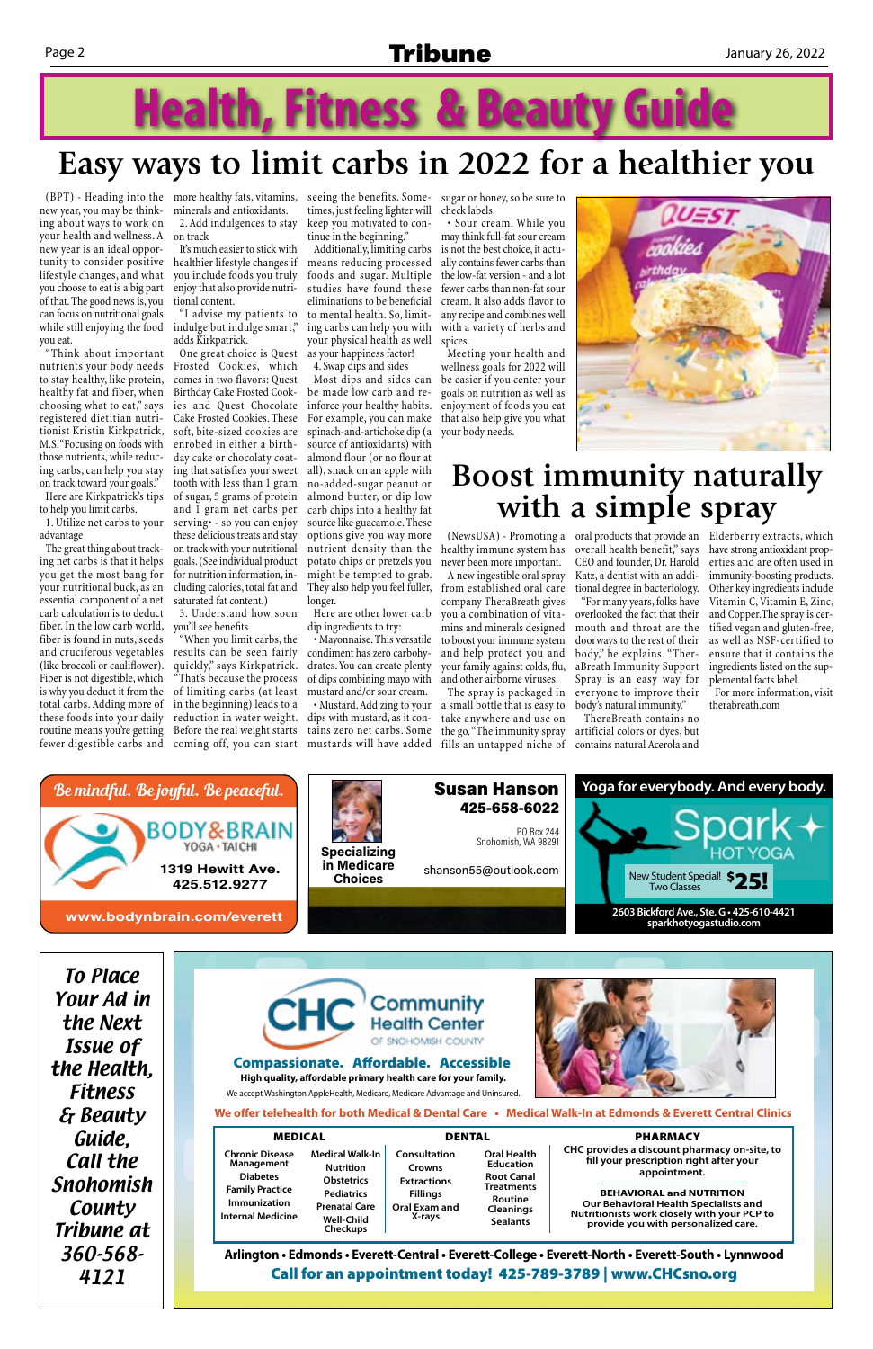# Health, Fitness & Beauty Guide

## Easy ways to limit carbs in 2022 for a healthier you

(BPT) - Heading into the new year, you may be thinking about ways to work on your health and wellness. A new year is an ideal opportunity to consider positive lifestyle changes, and what you choose to eat is a big part of that. The good news is, you can focus on nutritional goals while still enjoying the food you eat.

"Think about important nutrients your body needs to stay healthy, like protein, healthy fat and fiber, when choosing what to eat," says registered dietitian nutritionist Kristin Kirkpatrick, M.S. "Focusing on foods with those nutrients, while reducing carbs, can help you stay on track toward your goals."

Here are Kirkpatrick's tips to help you limit carbs.

1. Utilize net carbs to your advantage

The great thing about tracking net carbs is that it helps you get the most bang for your nutritional buck, as an essential component of a net carb calculation is to deduct fiber. In the low carb world, fiber is found in nuts, seeds and cruciferous vegetables (like broccoli or cauliflower). Fiber is not digestible, which is why you deduct it from the total carbs. Adding more of these foods into your daily routine means you're getting fewer digestible carbs and more healthy fats, vitamins, minerals and antioxidants.

2. Add indulgences to stay on track

It's much easier to stick with healthier lifestyle changes if you include foods you truly enjoy that also provide nutritional content.

"I advise my patients to indulge but indulge smart," adds Kirkpatrick.

One great choice is Quest Frosted Cookies, which comes in two flavors: Quest Birthday Cake Frosted Cookies and Quest Chocolate Cake Frosted Cookies. These soft, bite-sized cookies are enrobed in either a birthday cake or chocolaty coating that satisfies your sweet tooth with less than 1 gram of sugar, 5 grams of protein and 1 gram net carbs per serving• - so you can enjoy these delicious treats and stay on track with your nutritional goals. (See individual product nutrition information, including calories, total fat and saturated fat content.)

3. Understand how soon you'll see benefits

"When you limit carbs, the results can be seen fairly quickly," says Kirkpatrick. "That's because the process of limiting carbs (at least in the beginning) leads to a reduction in water weight. Before the real weight starts coming off, you can start seeing the benefits. Sometimes, just feeling lighter will keep you motivated to continue in the beginning."

Additionally, limiting carbs means reducing processed foods and sugar. Multiple studies have found these eliminations to be beneficial to mental health. So, limiting carbs can help you with your physical health as well as your happiness factor!

4. Swap dips and sides

Most dips and sides can be made low carb and reinforce your healthy habits. For example, you can make spinach-and-artichoke dip (a source of antioxidants) with almond flour (or no flour at all), snack on an apple with no-added-sugar peanut or almond butter, or dip low carb chips into a healthy fat source like guacamole. These options give you way more nutrient density than the potato chips or pretzels you might be tempted to grab. They also help you feel fuller, longer.

Here are other lower carb dip ingredients to try:

• Mayonnaise. This versatile condiment has zero carbohydrates. You can create plenty of dips combining mayo with mustard and/or sour cream.

• Mustard. Add zing to your dips with mustard, as it contains zero net carbs. Some mustards will have added sugar or honey, so be sure to check labels.

• Sour cream. While you may think full-fat sour cream is not the best choice, it actually contains fewer carbs than the low-fat version - and a lot fewer carbs than non-fat sour cream. It also adds flavor to any recipe and combines well with a variety of herbs and spices.

Meeting your health and wellness goals for 2022 will be easier if you center your goals on nutrition as well as enjoyment of foods you eat that also help give you what your body needs.

## Boost immunity naturally with a simple spray

(NewsUSA) - Promoting a healthy immune system has never been more important.

A new ingestible oral spray from established oral care company TheraBreath gives you a combination of vitamins and minerals designed to boost your immune system and help protect you and your family against colds, flu, and other airborne viruses.

The spray is packaged in a small bottle that is easy to take anywhere and use on the go. "The immunity spray fills an untapped niche of oral products that provide an overall health benefit," says CEO and founder, Dr. Harold Katz, a dentist with an additional degree in bacteriology.

"For many years, folks have overlooked the fact that their mouth and throat are the doorways to the rest of their body," he explains. "TheraBreath Immunity Support Spray is an easy way for everyone to improve their body's natural immunity."

TheraBreath contains no artificial colors or dyes, but contains natural Acerola and Elderberry extracts, which have strong antioxidant properties and are often used in immunity-boosting products. Other key ingredients include Vitamin C, Vitamin E, Zinc, and Copper. The spray is certified vegan and gluten-free, as well as NSF-certified to ensure that it contains the ingredients listed on the supplemental facts label.

For more information, visit therabreath.com

---

*Be mindful. Be joyful. Be peaceful.*

**BODY&BRAIN** YOGA • TAICHI

1319 Hewitt Ave.
425.512.9277

www.bodynbrain.com/everett

---

**Susan Hanson**
**425-658-6022**

PO Box 244
Snohomish, WA 98291

Specializing in Medicare Choices

shanson55@outlook.com

---

Yoga for everybody. And every body.

**Spark HOT YOGA**

New Student Special! Two Classes **$25!**

2603 Bickford Ave., Ste. G • 425-610-4421
sparkhotyogastudio.com

---

*To Place Your Ad in the Next Issue of the Health, Fitness & Beauty Guide, Call the Snohomish County Tribune at 360-568-4121*

---

**CHC Community Health Center** OF SNOHOMISH COUNTY

**Compassionate. Affordable. Accessible**

High quality, affordable primary health care for your family.

We accept Washington AppleHealth, Medicare, Medicare Advantage and Uninsured.

**We offer telehealth for both Medical & Dental Care • Medical Walk-In at Edmonds & Everett Central Clinics**

**MEDICAL**
- Chronic Disease Management
- Diabetes
- Family Practice
- Immunization
- Internal Medicine
- Medical Walk-In
- Nutrition
- Obstetrics
- Pediatrics
- Prenatal Care
- Well-Child Checkups

**DENTAL**
- Consultation
- Crowns
- Extractions
- Fillings
- Oral Exam and X-rays
- Oral Health Education
- Root Canal Treatments
- Routine Cleanings
- Sealants

**PHARMACY**

CHC provides a discount pharmacy on-site, to fill your prescription right after your appointment.

**BEHAVIORAL and NUTRITION**

Our Behavioral Health Specialists and Nutritionists work closely with your PCP to provide you with personalized care.

**Arlington • Edmonds • Everett-Central • Everett-College • Everett-North • Everett-South • Lynnwood**

**Call for an appointment today! 425-789-3789 | www.CHCsno.org**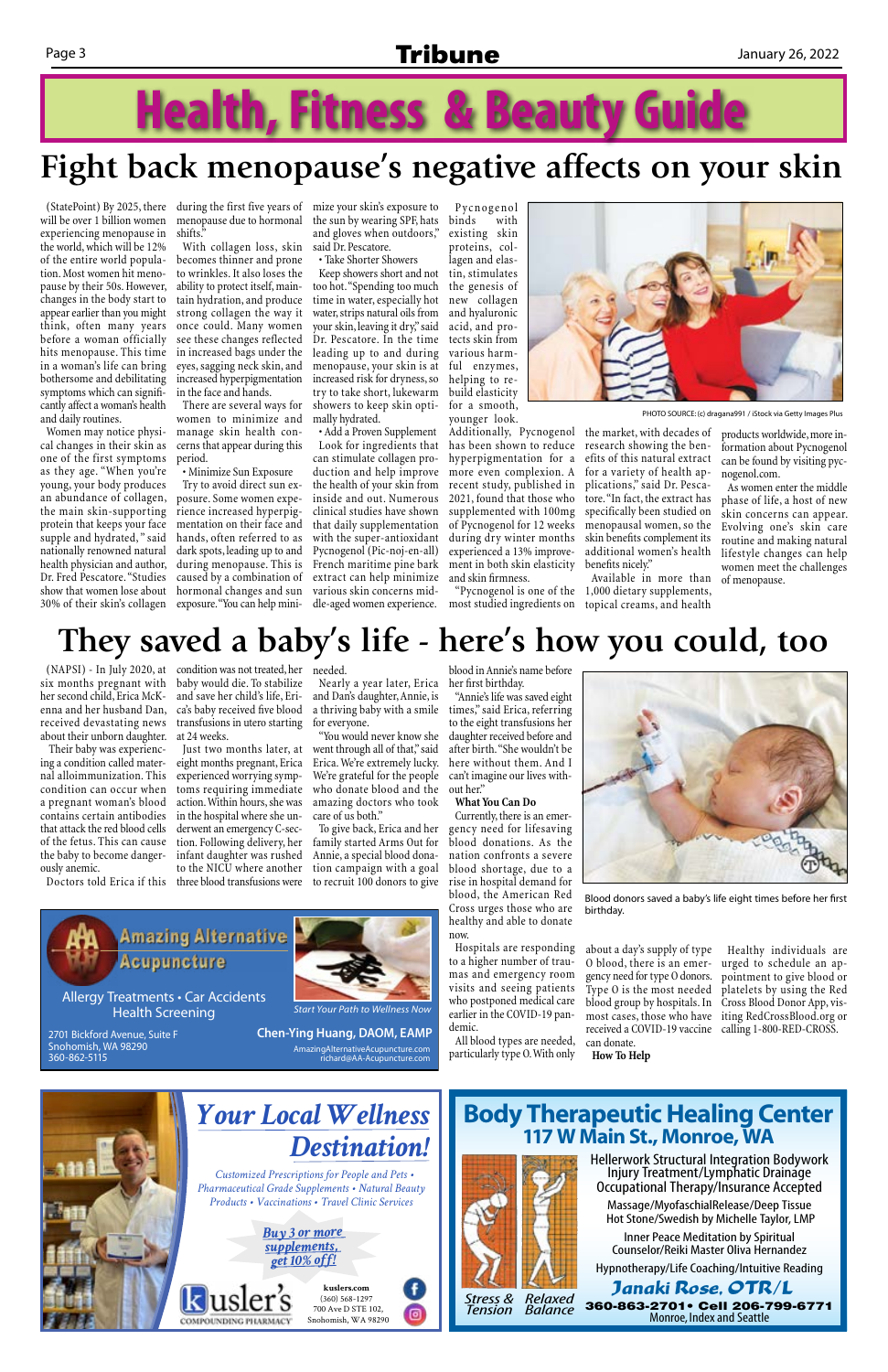# Health, Fitness & Beauty Guide

## Fight back menopause's negative affects on your skin

(StatePoint) By 2025, there will be over 1 billion women experiencing menopause in the world, which will be 12% of the entire world population. Most women hit menopause by their 50s. However, changes in the body start to appear earlier than you might think, often many years before a woman officially hits menopause. This time in a woman's life can bring bothersome and debilitating symptoms which can significantly affect a woman's health and daily routines.

Women may notice physical changes in their skin as one of the first symptoms as they age. "When you're young, your body produces an abundance of collagen, the main skin-supporting protein that keeps your face supple and hydrated," said nationally renowned natural health physician and author, Dr. Fred Pescatore. "Studies show that women lose about 30% of their skin's collagen during the first five years of menopause due to hormonal shifts."

With collagen loss, skin becomes thinner and prone to wrinkles. It also loses the ability to protect itself, maintain hydration, and produce strong collagen the way it once could. Many women see these changes reflected in increased bags under the eyes, sagging neck skin, and increased hyperpigmentation in the face and hands.

There are several ways for women to manage skin health concerns that appear during this period.

• Minimize Sun Exposure

Try to avoid direct sun exposure. Some women experience increased hyperpigmentation on their face and hands, often referred to as dark spots, leading up to and during menopause. This is caused by a combination of hormonal changes and sun exposure. "You can help minimize your skin's exposure to the sun by wearing SPF, hats and gloves when outdoors," said Dr. Pescatore.

• Take Shorter Showers

Keep showers short and not too hot. "Spending too much time in water, especially hot water, strips natural oils from your skin, leaving it dry," said Dr. Pescatore. "In the time leading up to and during menopause, your skin is at increased risk for dryness, so try to take short, lukewarm showers to keep skin optimally hydrated."

• Add a Proven Supplement

Look for ingredients that can stimulate collagen production and help improve the health of your skin from inside and out. Numerous clinical studies have shown that daily supplementation with the super-antioxidant Pycnogenol (Pic-noj-en-all) French maritime pine bark extract can help minimize various skin concerns middle-aged women experience.

Pycnogenol binds with existing skin proteins, collagen and elastin, stimulates the genesis of new collagen and hyaluronic acid, and protects skin from various harmful enzymes, helping to rebuild elasticity for a smooth, younger look.

PHOTO SOURCE: (c) dragana991 / iStock via Getty Images Plus

Additionally, Pycnogenol has been shown to reduce hyperpigmentation for a more even complexion. A recent study, published in 2021, found that those who supplemented with 100mg of Pycnogenol for 12 weeks during dry winter months experienced a 13% improvement in both skin elasticity and skin firmness.

"Pycnogenol is one of the most studied ingredients on the market, with decades of research showing the benefits of this natural extract for a variety of health applications," said Dr. Pescatore. "In fact, the extract has specifically been studied on menopausal women, so the skin benefits complement its additional women's health benefits nicely."

Available in more than 1,000 dietary supplements, topical creams, and health products worldwide, more information about Pycnogenol can be found by visiting pycnogenol.com.

As women enter the middle phase of life, a host of new skin concerns can appear. Evolving one's skin care routine and making natural lifestyle changes can help women meet the challenges of menopause.

## They saved a baby's life - here's how you could, too

(NAPSI) - In July 2020, at six months pregnant with her second child, Erica McKenna and her husband Dan, received devastating news about their unborn daughter.

Their baby was experiencing a condition called maternal alloimmunization. This condition can occur when a pregnant woman's blood contains certain antibodies that attack the red blood cells of the fetus. This can cause the baby to become dangerously anemic.

Doctors told Erica if this condition was not treated, her baby would die. To stabilize and save her child's life, Erica's baby received five blood transfusions in utero starting at 24 weeks.

Just two months later, at eight months pregnant, Erica experienced worrying symptoms requiring immediate action. Within hours, she was in the hospital where she underwent an emergency C-section. Following delivery, her infant daughter was rushed to the NICU where another three blood transfusions were needed.

Nearly a year later, Erica and Dan's daughter, Annie, is a thriving baby with a smile for everyone.

"You would never know she went through all of that," said Erica. We're extremely lucky. We're grateful for the people who donate blood and the amazing doctors who took care of us both."

To give back, Erica and her family started Arms Out for Annie, a special blood donation campaign with a goal to recruit 100 donors to give blood in Annie's name before her first birthday.

"Annie's life was saved eight times," said Erica, referring to the eight transfusions her daughter received before and after birth. "She wouldn't be here without them. And I can't imagine our lives without her."

**What You Can Do**

Currently, there is an emergency need for lifesaving blood donations. As the nation confronts a severe blood shortage, due to a rise in hospital demand for blood, the American Red Cross urges those who are healthy and able to donate now.

Hospitals are responding to a higher number of traumas and emergency room visits and seeing patients who postponed medical care earlier in the COVID-19 pandemic.

All blood types are needed, particularly type O. With only about a day's supply of type O blood, there is an emergency need for type O donors. Type O is the most needed blood group by hospitals. In most cases, those who have received a COVID-19 vaccine can donate.

**How To Help**

Healthy individuals are urged to schedule an appointment to give blood or platelets by using the Red Cross Blood Donor App, visiting RedCrossBlood.org or calling 1-800-RED-CROSS.

Blood donors saved a baby's life eight times before her first birthday.

---

**Amazing Alternative Acupuncture**

Allergy Treatments • Car Accidents
Health Screening

Start Your Path to Wellness Now

2701 Bickford Avenue, Suite F
Snohomish, WA 98290
360-862-5115

**Chen-Ying Huang, DAOM, EAMP**
AmazingAlternativeAcupuncture.com
richard@AA-Acupuncture.com

---

*Your Local Wellness Destination!*

*Customized Prescriptions for People and Pets • Pharmaceutical Grade Supplements • Natural Beauty Products • Vaccinations • Travel Clinic Services*

*Buy 3 or more supplements, get 10% off!*

Kusler's Compounding Pharmacy
kuslers.com
(360) 568-1297
700 Ave D STE 102,
Snohomish, WA 98290

---

**Body Therapeutic Healing Center**
**117 W Main St., Monroe, WA**

Hellerwork Structural Integration Bodywork
Injury Treatment/Lymphatic Drainage
Occupational Therapy/Insurance Accepted

Massage/MyofaschialRelease/Deep Tissue
Hot Stone/Swedish by Michelle Taylor, LMP

Inner Peace Meditation by Spiritual
Counselor/Reiki Master Oliva Hernandez

Hypnotherapy/Life Coaching/Intuitive Reading

*Stress & Tension* *Relaxed Balance*

**Janaki Rose, OTR/L**
**360-863-2701• Cell 206-799-6771**
Monroe, Index and Seattle